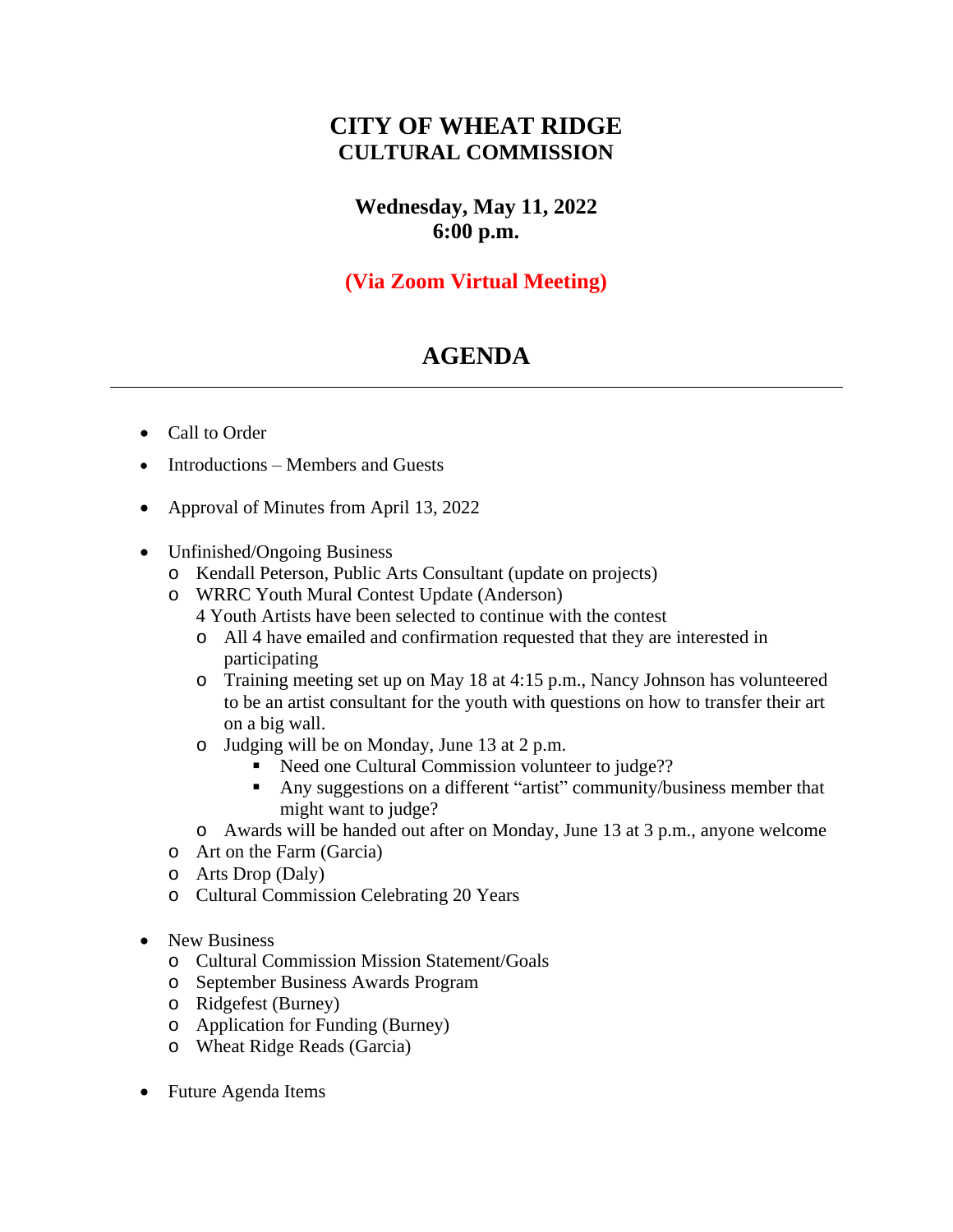# CITY OF WHEAT RIDGE
## CULTURAL COMMISSION

**Wednesday, May 11, 2022**
**6:00 p.m.**

**(Via Zoom Virtual Meeting)**

# AGENDA

---

- Call to Order
- Introductions – Members and Guests
- Approval of Minutes from April 13, 2022
- Unfinished/Ongoing Business
  - Kendall Peterson, Public Arts Consultant (update on projects)
  - WRRC Youth Mural Contest Update (Anderson)
    4 Youth Artists have been selected to continue with the contest
    - All 4 have emailed and confirmation requested that they are interested in participating
    - Training meeting set up on May 18 at 4:15 p.m., Nancy Johnson has volunteered to be an artist consultant for the youth with questions on how to transfer their art on a big wall.
    - Judging will be on Monday, June 13 at 2 p.m.
      - Need one Cultural Commission volunteer to judge??
      - Any suggestions on a different "artist" community/business member that might want to judge?
    - Awards will be handed out after on Monday, June 13 at 3 p.m., anyone welcome
  - Art on the Farm (Garcia)
  - Arts Drop (Daly)
  - Cultural Commission Celebrating 20 Years
- New Business
  - Cultural Commission Mission Statement/Goals
  - September Business Awards Program
  - Ridgefest (Burney)
  - Application for Funding (Burney)
  - Wheat Ridge Reads (Garcia)
- Future Agenda Items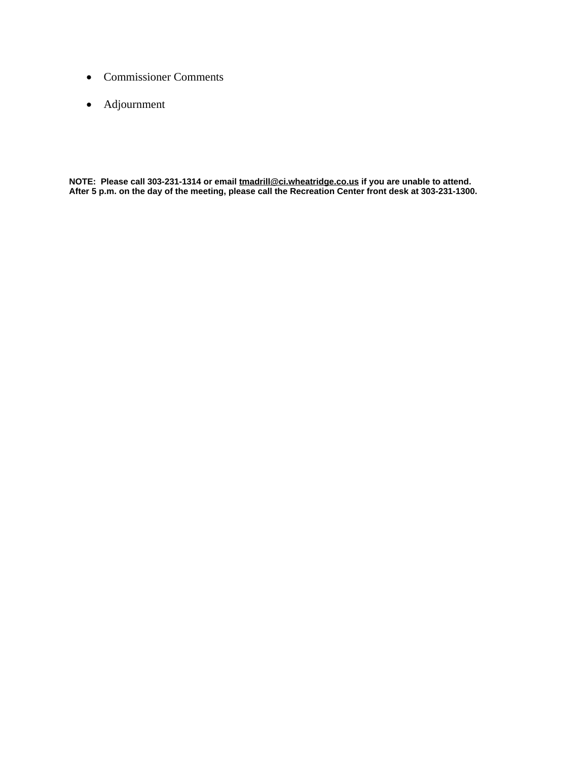- Commissioner Comments
- Adjournment

**NOTE: Please call 303-231-1314 or email tmadrill@ci.wheatridge.co.us if you are unable to attend. After 5 p.m. on the day of the meeting, please call the Recreation Center front desk at 303-231-1300.**